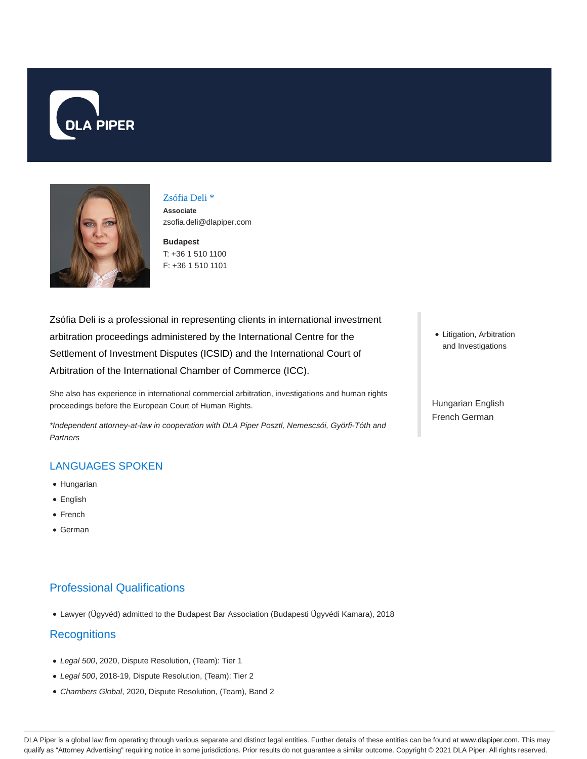DLA PIPER

# Zsófia Deli *

**Associate**

zsofia.deli@dlapiper.com

**Budapest**

T: +36 1 510 1100

F: +36 1 510 1101

Zsófia Deli is a professional in representing clients in international investment arbitration proceedings administered by the International Centre for the Settlement of Investment Disputes (ICSID) and the International Court of Arbitration of the International Chamber of Commerce (ICC).

She also has experience in international commercial arbitration, investigations and human rights proceedings before the European Court of Human Rights.

*\*Independent attorney-at-law in cooperation with DLA Piper Posztl, Nemescsói, Györfi-Tóth and Partners*

- Litigation, Arbitration and Investigations

Hungarian English French German

## LANGUAGES SPOKEN

- Hungarian
- English
- French
- German

## Professional Qualifications

- Lawyer (Ügyvéd) admitted to the Budapest Bar Association (Budapesti Ügyvédi Kamara), 2018

## Recognitions

- *Legal 500*, 2020, Dispute Resolution, (Team): Tier 1
- *Legal 500*, 2018-19, Dispute Resolution, (Team): Tier 2
- *Chambers Global*, 2020, Dispute Resolution, (Team), Band 2

DLA Piper is a global law firm operating through various separate and distinct legal entities. Further details of these entities can be found at www.dlapiper.com. This may qualify as "Attorney Advertising" requiring notice in some jurisdictions. Prior results do not guarantee a similar outcome. Copyright © 2021 DLA Piper. All rights reserved.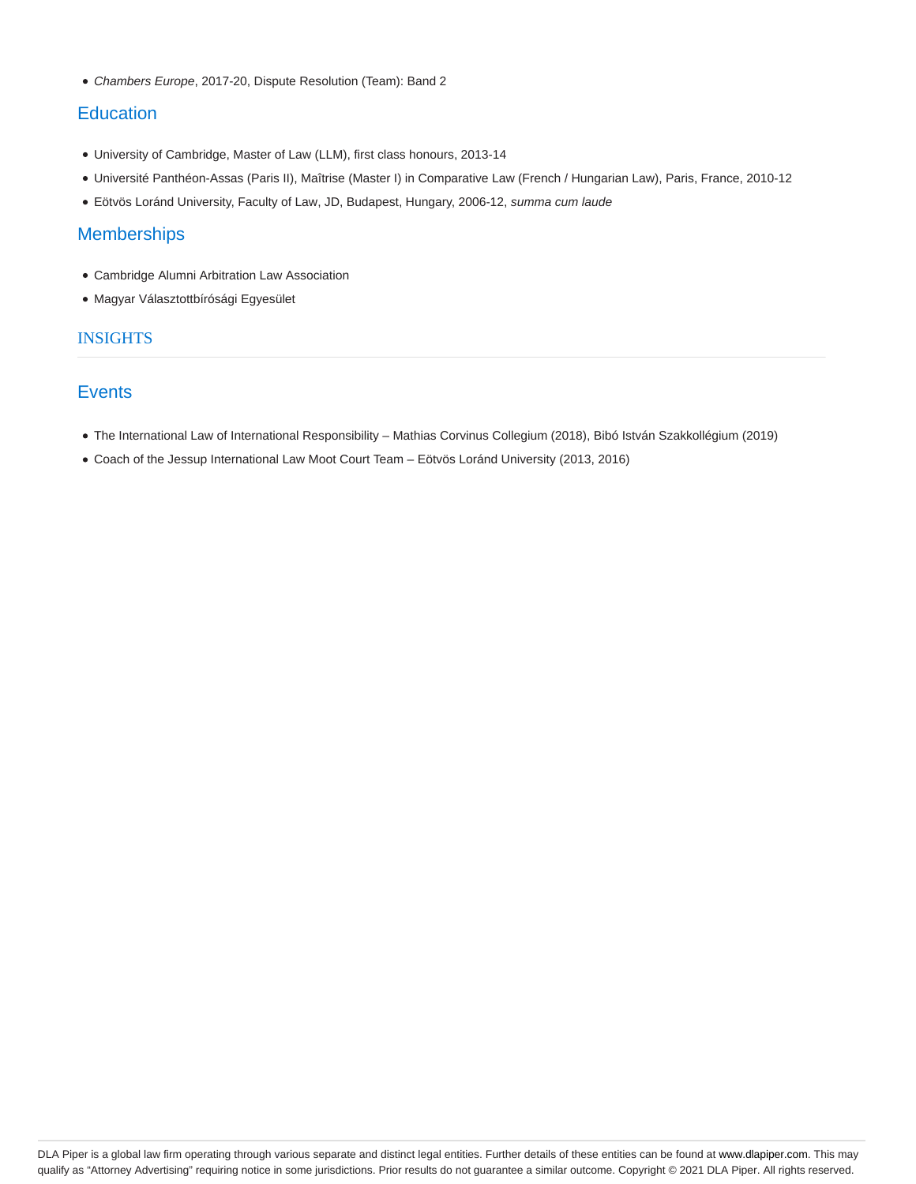- *Chambers Europe*, 2017-20, Dispute Resolution (Team): Band 2

## Education

- University of Cambridge, Master of Law (LLM), first class honours, 2013-14
- Université Panthéon-Assas (Paris II), Maîtrise (Master I) in Comparative Law (French / Hungarian Law), Paris, France, 2010-12
- Eötvös Loránd University, Faculty of Law, JD, Budapest, Hungary, 2006-12, *summa cum laude*

## Memberships

- Cambridge Alumni Arbitration Law Association
- Magyar Választottbírósági Egyesület

## INSIGHTS

## Events

- The International Law of International Responsibility – Mathias Corvinus Collegium (2018), Bibó István Szakkollégium (2019)
- Coach of the Jessup International Law Moot Court Team – Eötvös Loránd University (2013, 2016)

DLA Piper is a global law firm operating through various separate and distinct legal entities. Further details of these entities can be found at www.dlapiper.com. This may qualify as "Attorney Advertising" requiring notice in some jurisdictions. Prior results do not guarantee a similar outcome. Copyright © 2021 DLA Piper. All rights reserved.